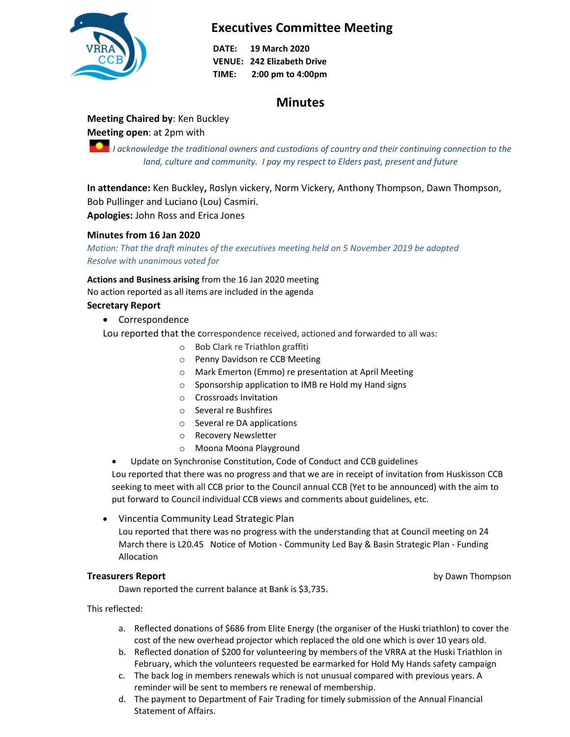# Executives Committee Meeting

**DATE:** 19 March 2020
**VENUE:** 242 Elizabeth Drive
**TIME:** 2:00 pm to 4:00pm

## Minutes

**Meeting Chaired by**: Ken Buckley
**Meeting open**: at 2pm with

*I acknowledge the traditional owners and custodians of country and their continuing connection to the land, culture and community. I pay my respect to Elders past, present and future*

**In attendance:** Ken Buckley**,** Roslyn vickery, Norm Vickery, Anthony Thompson, Dawn Thompson, Bob Pullinger and Luciano (Lou) Casmiri.
**Apologies:** John Ross and Erica Jones

### Minutes from 16 Jan 2020

*Motion: That the draft minutes of the executives meeting held on 5 November 2019 be adopted*
*Resolve with unanimous voted for*

**Actions and Business arising** from the 16 Jan 2020 meeting
No action reported as all items are included in the agenda

### Secretary Report

- Correspondence

Lou reported that the correspondence received, actioned and forwarded to all was:

- Bob Clark re Triathlon graffiti
- Penny Davidson re CCB Meeting
- Mark Emerton (Emmo) re presentation at April Meeting
- Sponsorship application to IMB re Hold my Hand signs
- Crossroads Invitation
- Several re Bushfires
- Several re DA applications
- Recovery Newsletter
- Moona Moona Playground

- Update on Synchronise Constitution, Code of Conduct and CCB guidelines

  Lou reported that there was no progress and that we are in receipt of invitation from Huskisson CCB seeking to meet with all CCB prior to the Council annual CCB (Yet to be announced) with the aim to put forward to Council individual CCB views and comments about guidelines, etc.

- Vincentia Community Lead Strategic Plan

  Lou reported that there was no progress with the understanding that at Council meeting on 24 March there is L20.45 Notice of Motion - Community Led Bay & Basin Strategic Plan - Funding Allocation

### Treasurers Report

by Dawn Thompson

Dawn reported the current balance at Bank is $3,735.

This reflected:

a. Reflected donations of $686 from Elite Energy (the organiser of the Huski triathlon) to cover the cost of the new overhead projector which replaced the old one which is over 10 years old.
b. Reflected donation of $200 for volunteering by members of the VRRA at the Huski Triathlon in February, which the volunteers requested be earmarked for Hold My Hands safety campaign
c. The back log in members renewals which is not unusual compared with previous years. A reminder will be sent to members re renewal of membership.
d. The payment to Department of Fair Trading for timely submission of the Annual Financial Statement of Affairs.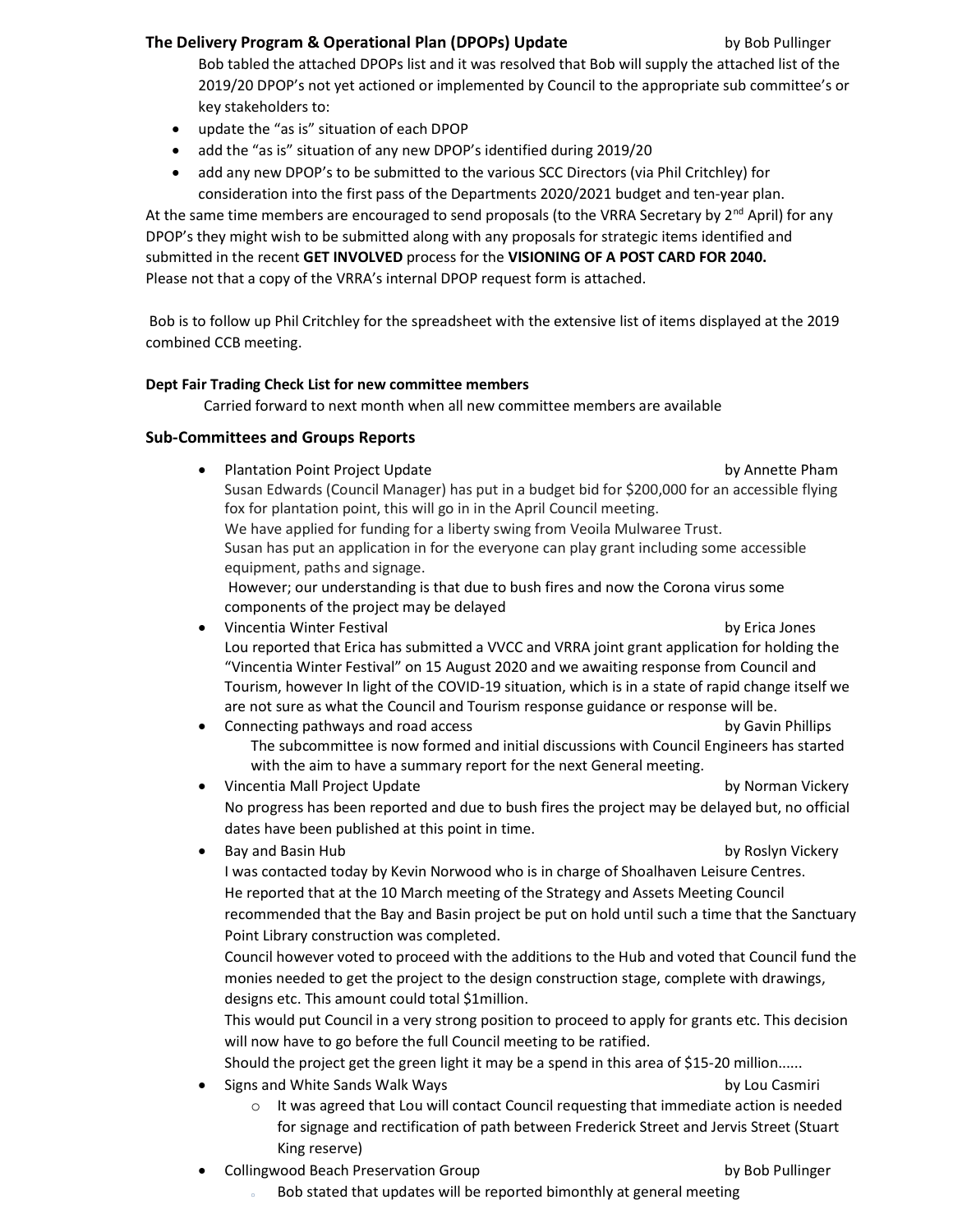**The Delivery Program & Operational Plan (DPOPs) Update** by Bob Pullinger

Bob tabled the attached DPOPs list and it was resolved that Bob will supply the attached list of the 2019/20 DPOP's not yet actioned or implemented by Council to the appropriate sub committee's or key stakeholders to:

- update the "as is" situation of each DPOP
- add the "as is" situation of any new DPOP's identified during 2019/20
- add any new DPOP's to be submitted to the various SCC Directors (via Phil Critchley) for consideration into the first pass of the Departments 2020/2021 budget and ten-year plan.

At the same time members are encouraged to send proposals (to the VRRA Secretary by 2nd April) for any DPOP's they might wish to be submitted along with any proposals for strategic items identified and submitted in the recent **GET INVOLVED** process for the **VISIONING OF A POST CARD FOR 2040.**
Please not that a copy of the VRRA's internal DPOP request form is attached.

Bob is to follow up Phil Critchley for the spreadsheet with the extensive list of items displayed at the 2019 combined CCB meeting.

**Dept Fair Trading Check List for new committee members**

Carried forward to next month when all new committee members are available

**Sub-Committees and Groups Reports**

- Plantation Point Project Update by Annette Pham
  Susan Edwards (Council Manager) has put in a budget bid for $200,000 for an accessible flying fox for plantation point, this will go in in the April Council meeting.
  We have applied for funding for a liberty swing from Veoila Mulwaree Trust.
  Susan has put an application in for the everyone can play grant including some accessible equipment, paths and signage.
  However; our understanding is that due to bush fires and now the Corona virus some components of the project may be delayed
- Vincentia Winter Festival by Erica Jones
  Lou reported that Erica has submitted a VVCC and VRRA joint grant application for holding the "Vincentia Winter Festival" on 15 August 2020 and we awaiting response from Council and Tourism, however In light of the COVID-19 situation, which is in a state of rapid change itself we are not sure as what the Council and Tourism response guidance or response will be.
- Connecting pathways and road access by Gavin Phillips
  The subcommittee is now formed and initial discussions with Council Engineers has started with the aim to have a summary report for the next General meeting.
- Vincentia Mall Project Update by Norman Vickery
  No progress has been reported and due to bush fires the project may be delayed but, no official dates have been published at this point in time.
- Bay and Basin Hub by Roslyn Vickery
  I was contacted today by Kevin Norwood who is in charge of Shoalhaven Leisure Centres.
  He reported that at the 10 March meeting of the Strategy and Assets Meeting Council recommended that the Bay and Basin project be put on hold until such a time that the Sanctuary Point Library construction was completed.
  Council however voted to proceed with the additions to the Hub and voted that Council fund the monies needed to get the project to the design construction stage, complete with drawings, designs etc. This amount could total $1million.
  This would put Council in a very strong position to proceed to apply for grants etc. This decision will now have to go before the full Council meeting to be ratified.
  Should the project get the green light it may be a spend in this area of $15-20 million......
- Signs and White Sands Walk Ways by Lou Casmiri
  - It was agreed that Lou will contact Council requesting that immediate action is needed for signage and rectification of path between Frederick Street and Jervis Street (Stuart King reserve)
- Collingwood Beach Preservation Group by Bob Pullinger
  - Bob stated that updates will be reported bimonthly at general meeting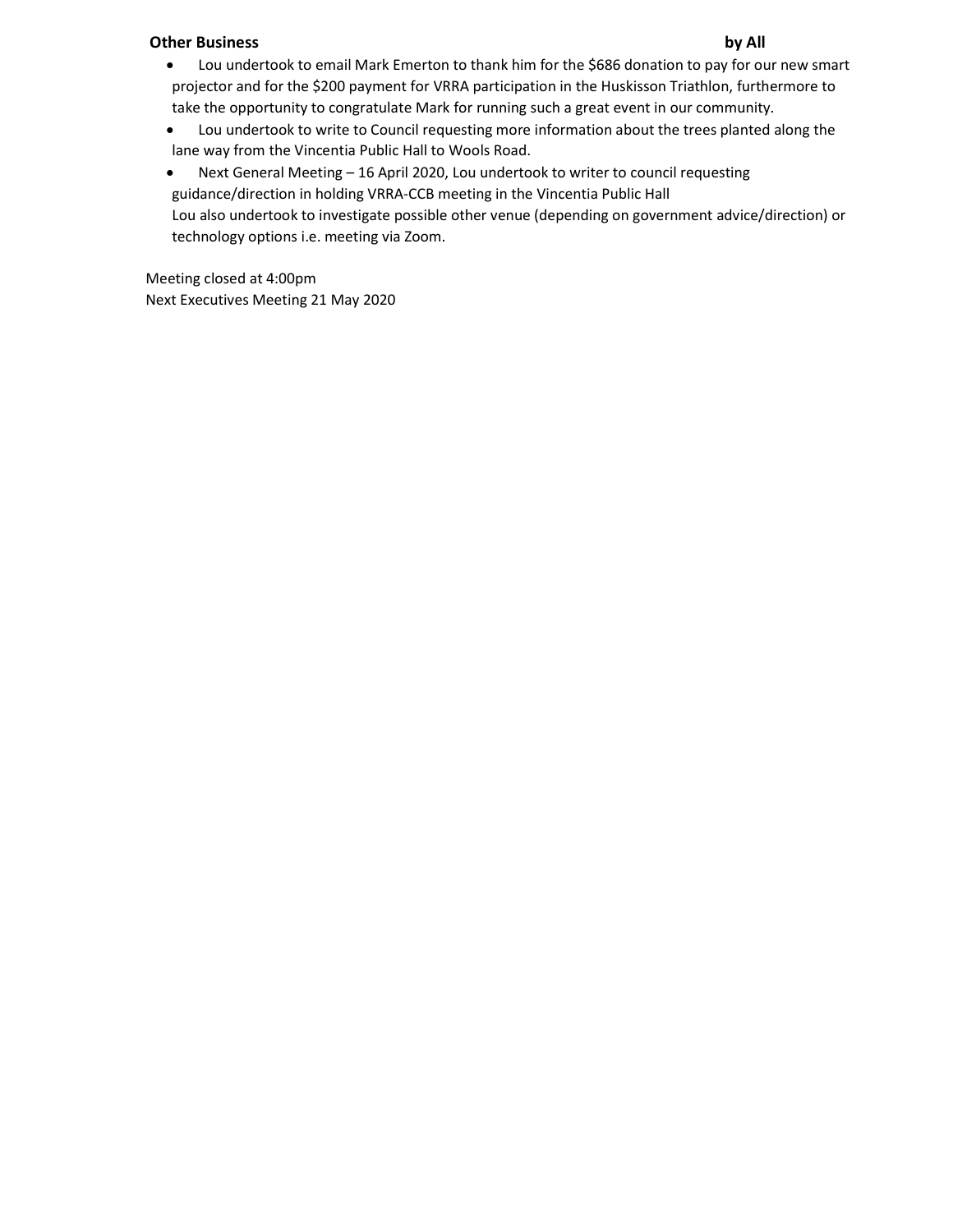**Other Business by All**

- Lou undertook to email Mark Emerton to thank him for the $686 donation to pay for our new smart projector and for the $200 payment for VRRA participation in the Huskisson Triathlon, furthermore to take the opportunity to congratulate Mark for running such a great event in our community.
- Lou undertook to write to Council requesting more information about the trees planted along the lane way from the Vincentia Public Hall to Wools Road.
- Next General Meeting – 16 April 2020, Lou undertook to writer to council requesting guidance/direction in holding VRRA-CCB meeting in the Vincentia Public Hall
  Lou also undertook to investigate possible other venue (depending on government advice/direction) or technology options i.e. meeting via Zoom.

Meeting closed at 4:00pm
Next Executives Meeting 21 May 2020